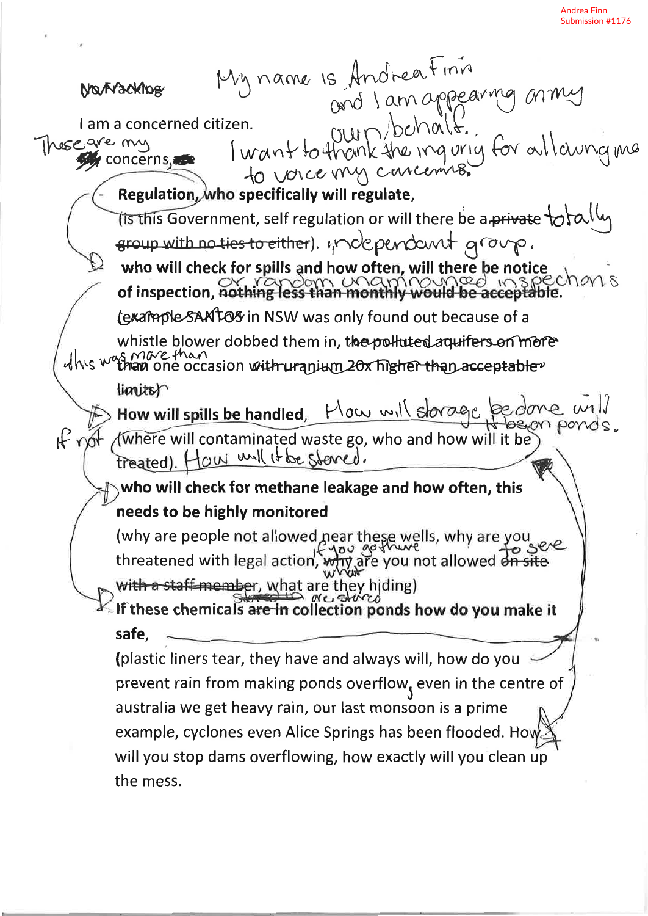Andrea Finn
Submission #1176

No Fracking

My name is Andrea Finn and I am appearing on my own behalf.

I am a concerned citizen.

I want to thank the inquiry for allowing me to voice my concerns.

These are my concerns,

- **Regulation, who specifically will regulate,**
  (Is this Government, self regulation or will there be a totally independant group.)

- **who will check for spills and how often, will there be notice of inspection,** or random unannounced inspections.
  (example SANTOS in NSW was only found out because of a whistle blower dobbed them in, this was more than one occasion)

- **How will spills be handled,** How will storage be done will it be on ponds.
  If not (where will contaminated waste go, who and how will it be treated). How will it be stored.

- **who will check for methane leakage and how often, this needs to be highly monitored**
  (why are people not allowed near these wells, why are you threatened with legal action, if you go there what are you not allowed to see, what are they hiding)

- **If these chemicals are stored collection ponds how do you make it safe,**
  (plastic liners tear, they have and always will, how do you prevent rain from making ponds overflow, even in the centre of australia we get heavy rain, our last monsoon is a prime example, cyclones even Alice Springs has been flooded. How will you stop dams overflowing, how exactly will you clean up the mess.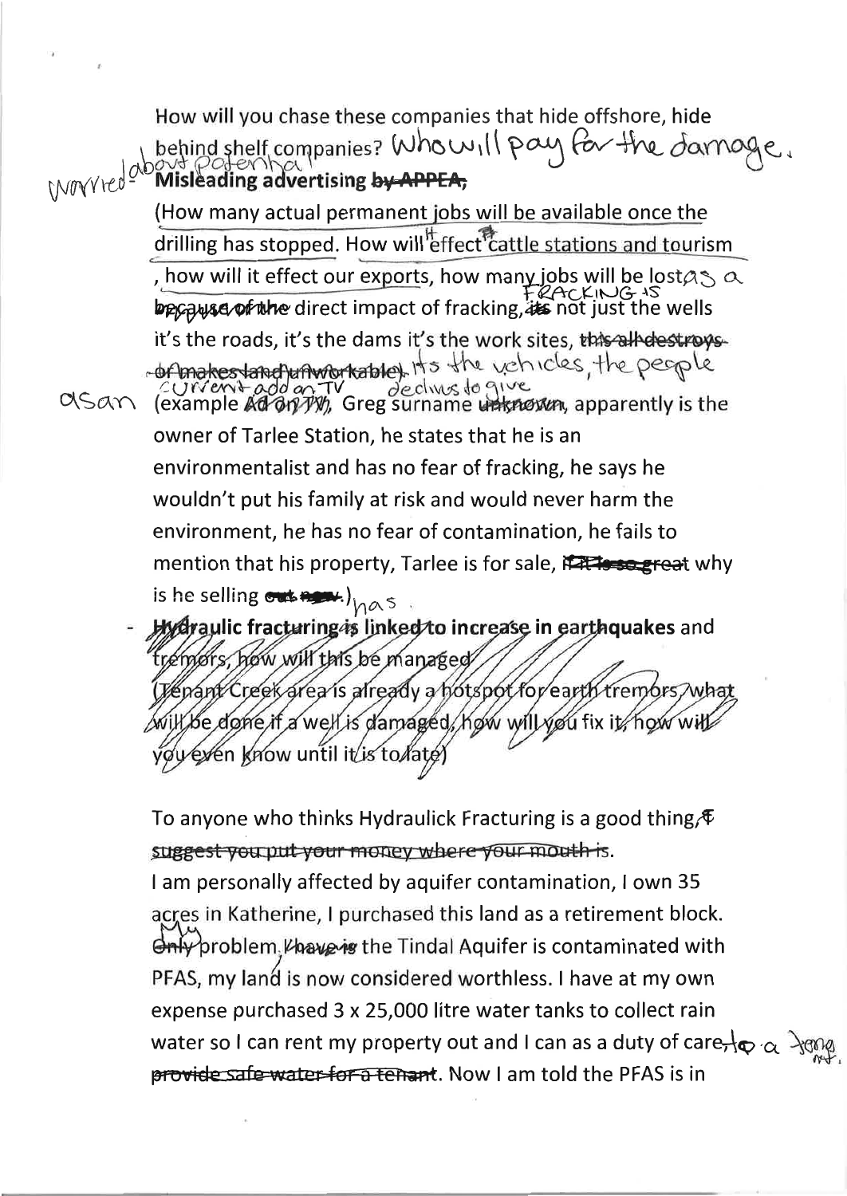How will you chase these companies that hide offshore, hide behind shelf companies? Who will pay for the damage.

Worried about potential **Misleading advertising** ~~by APPEA,~~

(How many actual permanent jobs will be available once the drilling has stopped. How will it effect cattle stations and tourism, how will it effect our exports, how many jobs will be lost as a ~~because of the~~ direct impact of fracking, FRACKING IS ~~its~~ not just the wells it's the roads, it's the dams it's the work sites, ~~this all destroys or makes land unworkable~~. Its the vehicles, the people

asan (example ~~Ad on TV~~ current add on TV, Greg surname ~~unknown~~ declines to give, apparently is the owner of Tarlee Station, he states that he is an environmentalist and has no fear of fracking, he says he wouldn't put his family at risk and would never harm the environment, he has no fear of contamination, he fails to mention that his property, Tarlee is for sale, ~~if it is so great~~ why is he selling ~~out now~~.) has

- ~~**Hydraulic fracturing is linked to increase in earthquakes** and tremors, how will this be managed~~
  ~~(Tenant Creek area is already a hotspot for earth tremors, what will be done if a well is damaged, how will you fix it, how will you even know until it is to late)~~

To anyone who thinks Hydraulick Fracturing is a good thing, ~~I suggest you put your money where your mouth is~~.

I am personally affected by aquifer contamination, I own 35 acres in Katherine, I purchased this land as a retirement block. ~~Only~~ My problem ~~I have is~~ the Tindal Aquifer is contaminated with PFAS, my land is now considered worthless. I have at my own expense purchased 3 x 25,000 litre water tanks to collect rain water so I can rent my property out and I can as a duty of care, to a tenant ~~provide safe water for a tenant~~. Now I am told the PFAS is in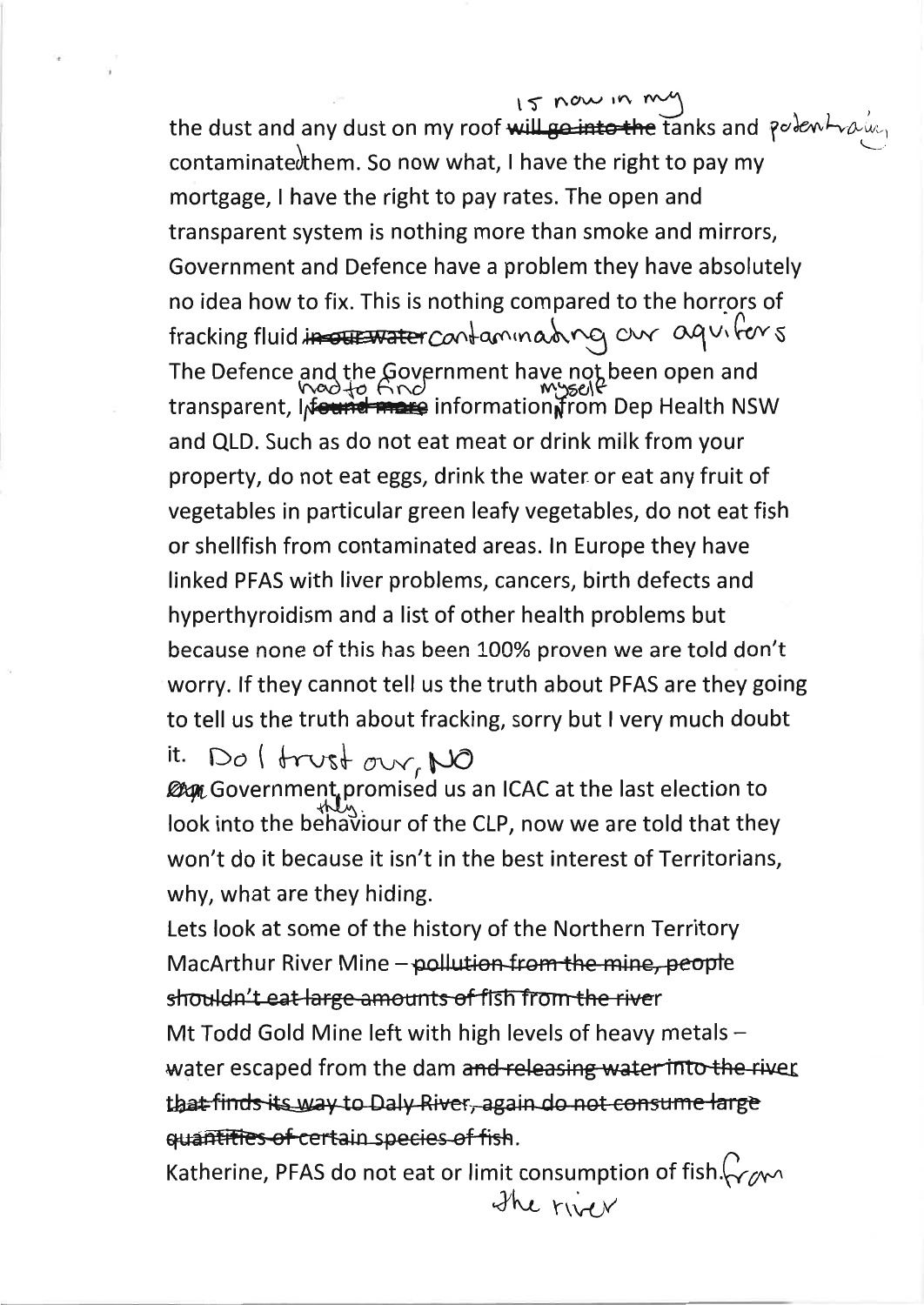the dust and any dust on my roof ~~will go into the~~ is now in my tanks and potentially contaminated them. So now what, I have the right to pay my mortgage, I have the right to pay rates. The open and transparent system is nothing more than smoke and mirrors, Government and Defence have a problem they have absolutely no idea how to fix. This is nothing compared to the horrors of fracking fluid ~~in our water~~ contaminating our aquifers

The Defence and the Government have not been open and transparent, I ~~found more~~ had to find information myself from Dep Health NSW and QLD. Such as do not eat meat or drink milk from your property, do not eat eggs, drink the water or eat any fruit of vegetables in particular green leafy vegetables, do not eat fish or shellfish from contaminated areas. In Europe they have linked PFAS with liver problems, cancers, birth defects and hyperthyroidism and a list of other health problems but because none of this has been 100% proven we are told don't worry. If they cannot tell us the truth about PFAS are they going to tell us the truth about fracking, sorry but I very much doubt it. Do I trust our, NO

~~Our~~ Government, they promised us an ICAC at the last election to look into the behaviour of the CLP, now we are told that they won't do it because it isn't in the best interest of Territorians, why, what are they hiding.

Lets look at some of the history of the Northern Territory

MacArthur River Mine – ~~pollution from the mine, people shouldn't eat large amounts of fish from the river~~

Mt Todd Gold Mine left with high levels of heavy metals – water escaped from the dam ~~and releasing water into the river that finds its way to Daly River, again do not consume large quantities of certain species of fish~~.

Katherine, PFAS do not eat or limit consumption of fish. from the river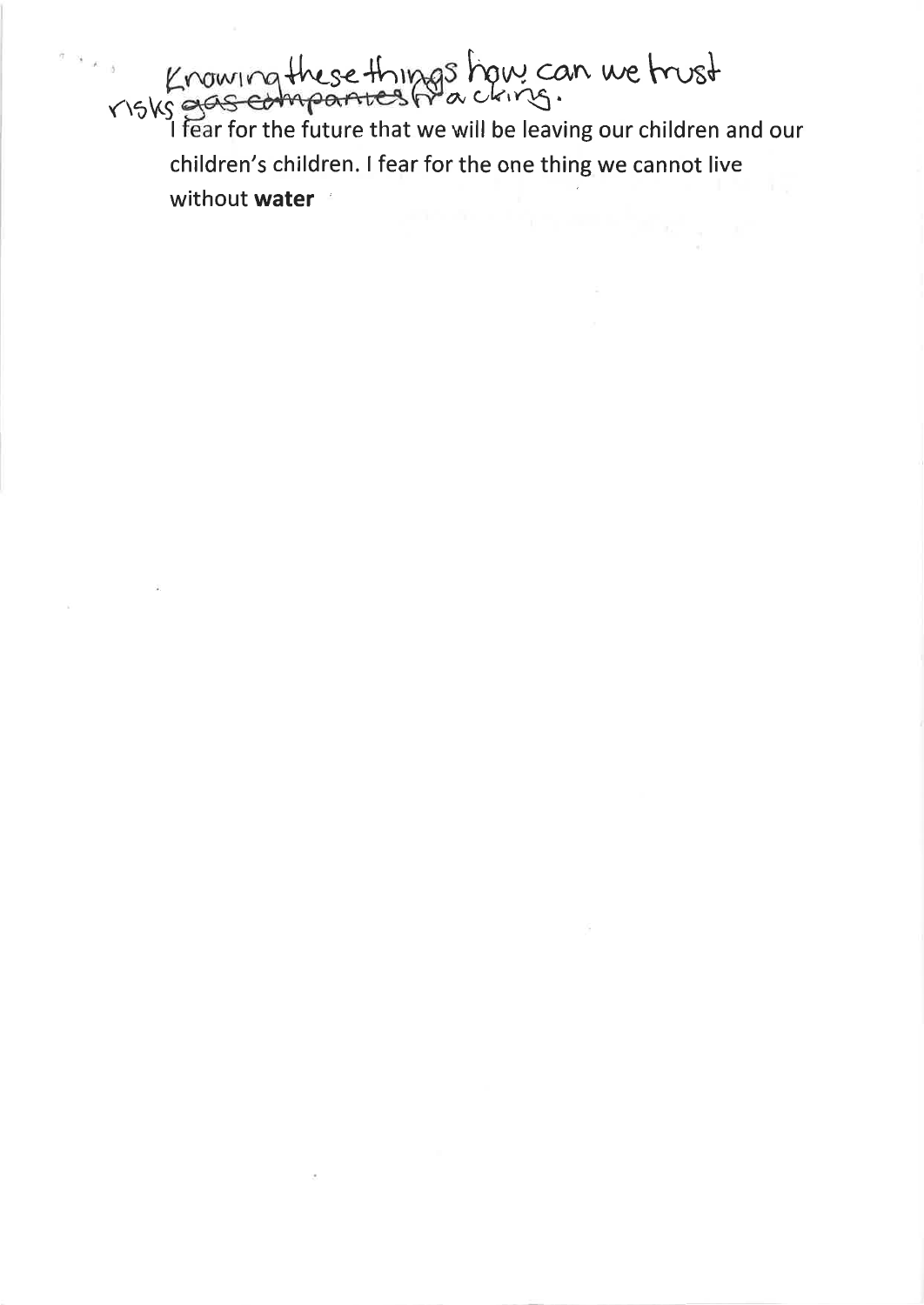Knowing these things how can we trust risks ~~gas companies~~ fracking.

I fear for the future that we will be leaving our children and our children's children. I fear for the one thing we cannot live without **water**